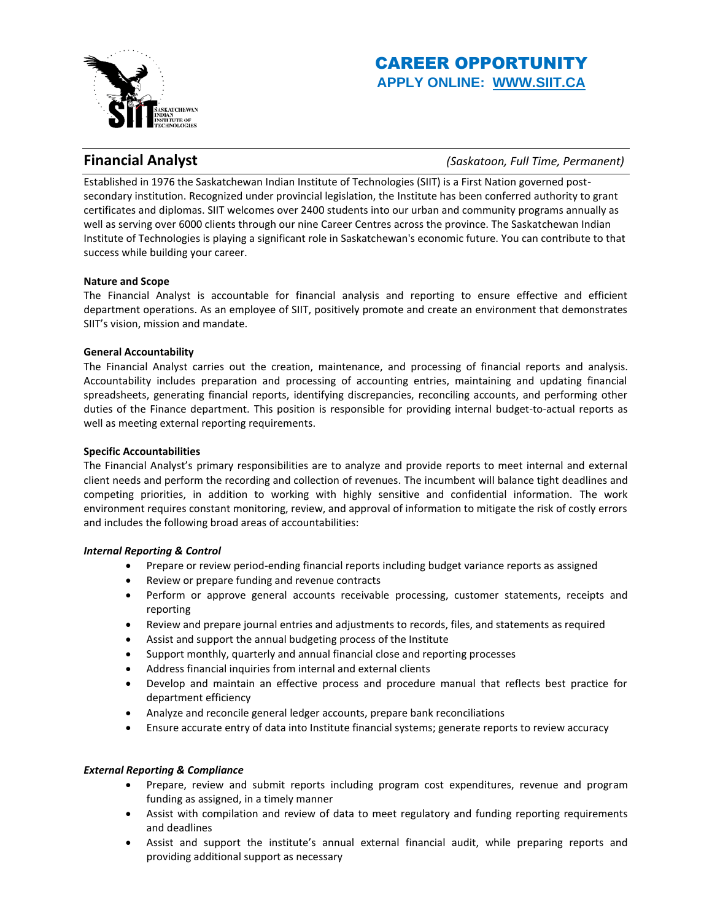# CAREER OPPORTUNITY

**APPLY ONLINE: [WWW.SIIT.CA](http://WWW.SIIT.CA)**

## Financial Analyst

*(Saskatoon, Full Time, Permanent)*

Established in 1976 the Saskatchewan Indian Institute of Technologies (SIIT) is a First Nation governed post-secondary institution. Recognized under provincial legislation, the Institute has been conferred authority to grant certificates and diplomas. SIIT welcomes over 2400 students into our urban and community programs annually as well as serving over 6000 clients through our nine Career Centres across the province. The Saskatchewan Indian Institute of Technologies is playing a significant role in Saskatchewan's economic future. You can contribute to that success while building your career.

**Nature and Scope**

The Financial Analyst is accountable for financial analysis and reporting to ensure effective and efficient department operations. As an employee of SIIT, positively promote and create an environment that demonstrates SIIT's vision, mission and mandate.

**General Accountability**

The Financial Analyst carries out the creation, maintenance, and processing of financial reports and analysis. Accountability includes preparation and processing of accounting entries, maintaining and updating financial spreadsheets, generating financial reports, identifying discrepancies, reconciling accounts, and performing other duties of the Finance department. This position is responsible for providing internal budget-to-actual reports as well as meeting external reporting requirements.

**Specific Accountabilities**

The Financial Analyst's primary responsibilities are to analyze and provide reports to meet internal and external client needs and perform the recording and collection of revenues. The incumbent will balance tight deadlines and competing priorities, in addition to working with highly sensitive and confidential information. The work environment requires constant monitoring, review, and approval of information to mitigate the risk of costly errors and includes the following broad areas of accountabilities:

***Internal Reporting & Control***

- Prepare or review period-ending financial reports including budget variance reports as assigned
- Review or prepare funding and revenue contracts
- Perform or approve general accounts receivable processing, customer statements, receipts and reporting
- Review and prepare journal entries and adjustments to records, files, and statements as required
- Assist and support the annual budgeting process of the Institute
- Support monthly, quarterly and annual financial close and reporting processes
- Address financial inquiries from internal and external clients
- Develop and maintain an effective process and procedure manual that reflects best practice for department efficiency
- Analyze and reconcile general ledger accounts, prepare bank reconciliations
- Ensure accurate entry of data into Institute financial systems; generate reports to review accuracy

***External Reporting & Compliance***

- Prepare, review and submit reports including program cost expenditures, revenue and program funding as assigned, in a timely manner
- Assist with compilation and review of data to meet regulatory and funding reporting requirements and deadlines
- Assist and support the institute's annual external financial audit, while preparing reports and providing additional support as necessary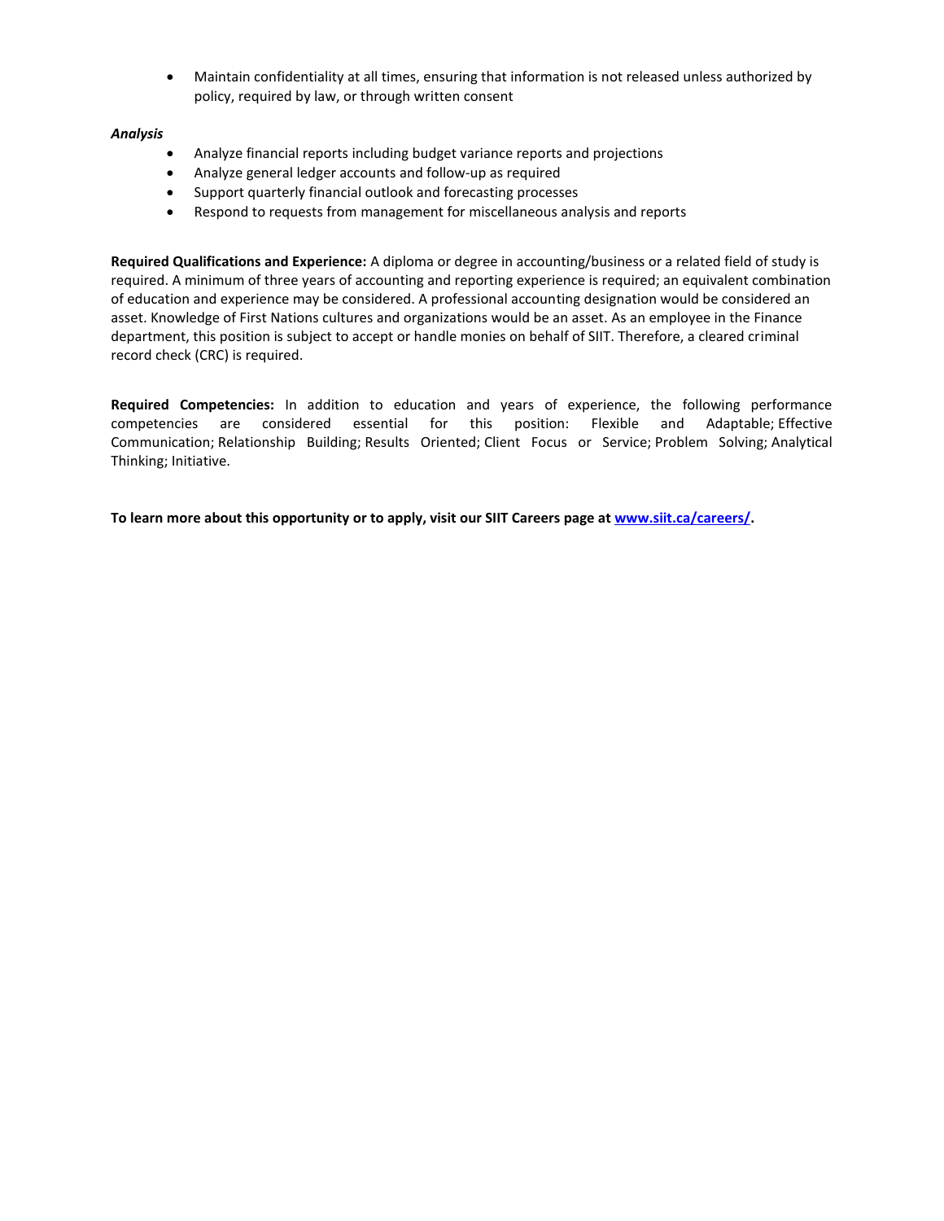- Maintain confidentiality at all times, ensuring that information is not released unless authorized by policy, required by law, or through written consent

***Analysis***

- Analyze financial reports including budget variance reports and projections
- Analyze general ledger accounts and follow-up as required
- Support quarterly financial outlook and forecasting processes
- Respond to requests from management for miscellaneous analysis and reports

**Required Qualifications and Experience:** A diploma or degree in accounting/business or a related field of study is required. A minimum of three years of accounting and reporting experience is required; an equivalent combination of education and experience may be considered. A professional accounting designation would be considered an asset. Knowledge of First Nations cultures and organizations would be an asset. As an employee in the Finance department, this position is subject to accept or handle monies on behalf of SIIT. Therefore, a cleared criminal record check (CRC) is required.

**Required Competencies:** In addition to education and years of experience, the following performance competencies are considered essential for this position: Flexible and Adaptable; Effective Communication; Relationship Building; Results Oriented; Client Focus or Service; Problem Solving; Analytical Thinking; Initiative.

**To learn more about this opportunity or to apply, visit our SIIT Careers page at [www.siit.ca/careers/](www.siit.ca/careers/).**